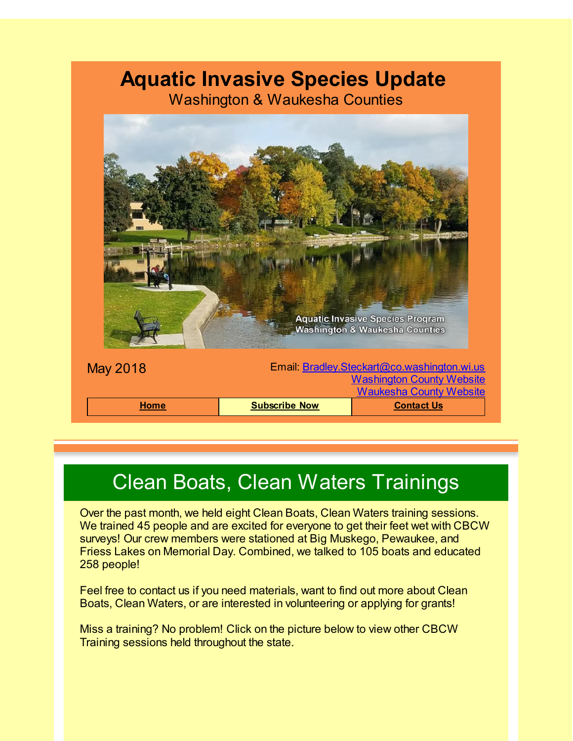# Aquatic Invasive Species Update

Washington & Waukesha Counties

May 2018

Email: Bradley.Steckart@co.washington.wi.us
Washington County Website
Waukesha County Website

| Home | Subscribe Now | Contact Us |
|---|---|---|

## Clean Boats, Clean Waters Trainings

Over the past month, we held eight Clean Boats, Clean Waters training sessions. We trained 45 people and are excited for everyone to get their feet wet with CBCW surveys! Our crew members were stationed at Big Muskego, Pewaukee, and Friess Lakes on Memorial Day. Combined, we talked to 105 boats and educated 258 people!

Feel free to contact us if you need materials, want to find out more about Clean Boats, Clean Waters, or are interested in volunteering or applying for grants!

Miss a training? No problem! Click on the picture below to view other CBCW Training sessions held throughout the state.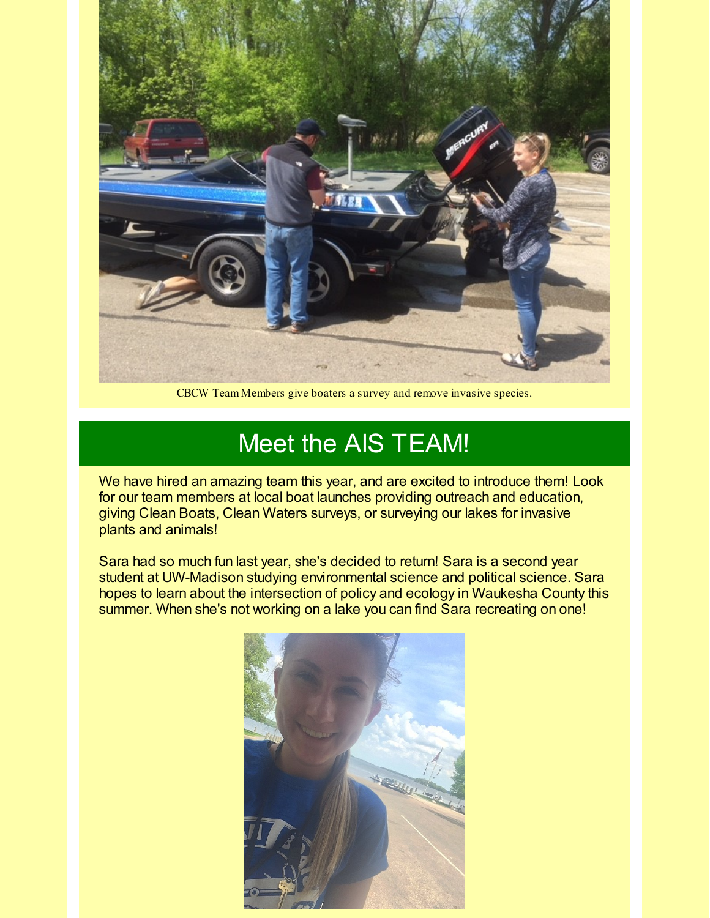CBCW Team Members give boaters a survey and remove invasive species.

## Meet the AIS TEAM!

We have hired an amazing team this year, and are excited to introduce them! Look for our team members at local boat launches providing outreach and education, giving Clean Boats, Clean Waters surveys, or surveying our lakes for invasive plants and animals!

Sara had so much fun last year, she's decided to return! Sara is a second year student at UW-Madison studying environmental science and political science. Sara hopes to learn about the intersection of policy and ecology in Waukesha County this summer. When she's not working on a lake you can find Sara recreating on one!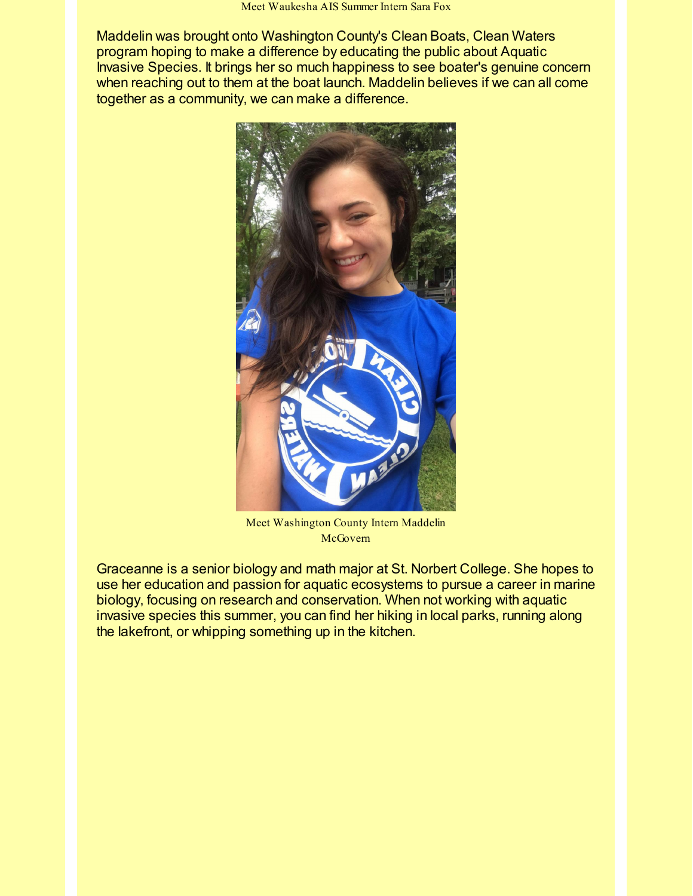Meet Waukesha AIS Summer Intern Sara Fox

Maddelin was brought onto Washington County's Clean Boats, Clean Waters program hoping to make a difference by educating the public about Aquatic Invasive Species. It brings her so much happiness to see boater's genuine concern when reaching out to them at the boat launch. Maddelin believes if we can all come together as a community, we can make a difference.

Meet Washington County Intern Maddelin McGovern

Graceanne is a senior biology and math major at St. Norbert College. She hopes to use her education and passion for aquatic ecosystems to pursue a career in marine biology, focusing on research and conservation. When not working with aquatic invasive species this summer, you can find her hiking in local parks, running along the lakefront, or whipping something up in the kitchen.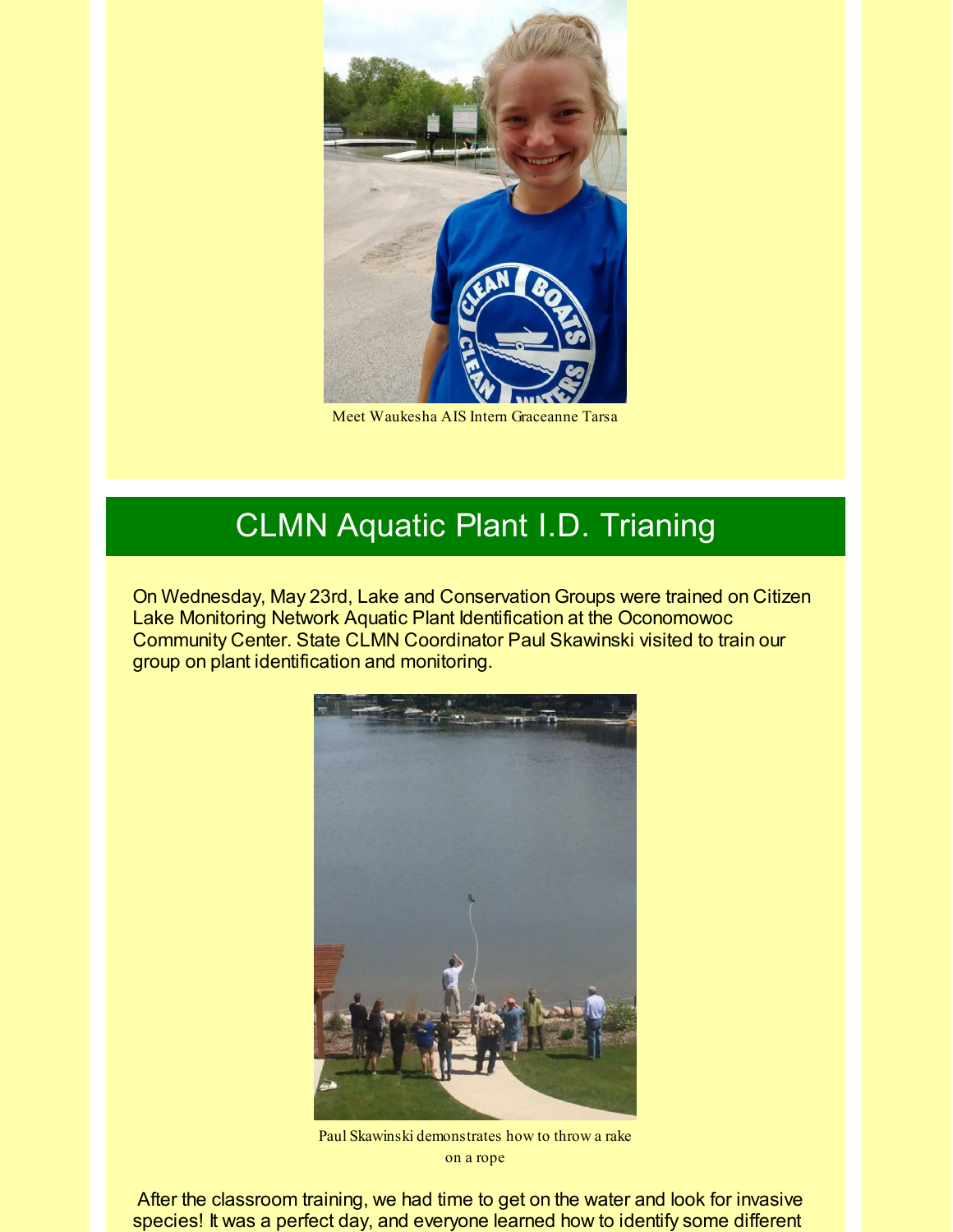Meet Waukesha AIS Intern Graceanne Tarsa

## CLMN Aquatic Plant I.D. Trianing

On Wednesday, May 23rd, Lake and Conservation Groups were trained on Citizen Lake Monitoring Network Aquatic Plant Identification at the Oconomowoc Community Center. State CLMN Coordinator Paul Skawinski visited to train our group on plant identification and monitoring.

Paul Skawinski demonstrates how to throw a rake on a rope

After the classroom training, we had time to get on the water and look for invasive species! It was a perfect day, and everyone learned how to identify some different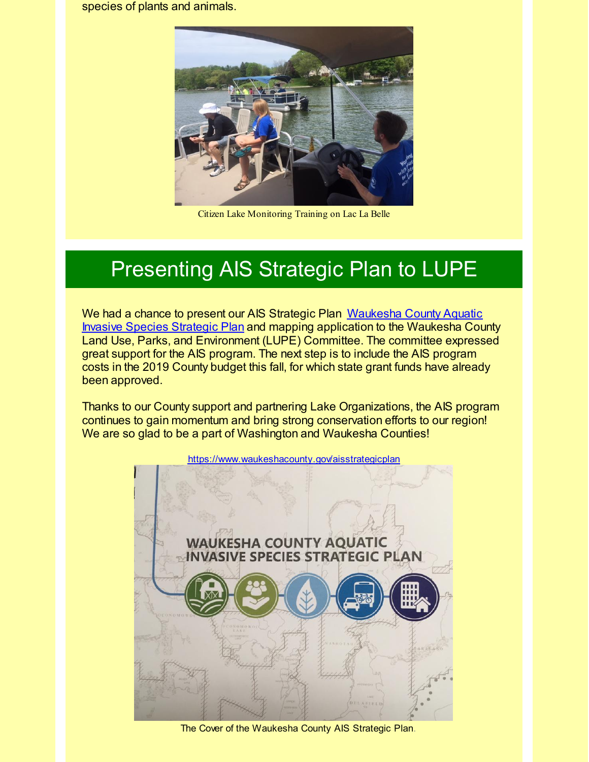species of plants and animals.

Citizen Lake Monitoring Training on Lac La Belle

## Presenting AIS Strategic Plan to LUPE

We had a chance to present our AIS Strategic Plan Waukesha County Aquatic Invasive Species Strategic Plan and mapping application to the Waukesha County Land Use, Parks, and Environment (LUPE) Committee. The committee expressed great support for the AIS program. The next step is to include the AIS program costs in the 2019 County budget this fall, for which state grant funds have already been approved.

Thanks to our County support and partnering Lake Organizations, the AIS program continues to gain momentum and bring strong conservation efforts to our region! We are so glad to be a part of Washington and Waukesha Counties!

https://www.waukeshacounty.gov/aisstrategicplan

The Cover of the Waukesha County AIS Strategic Plan.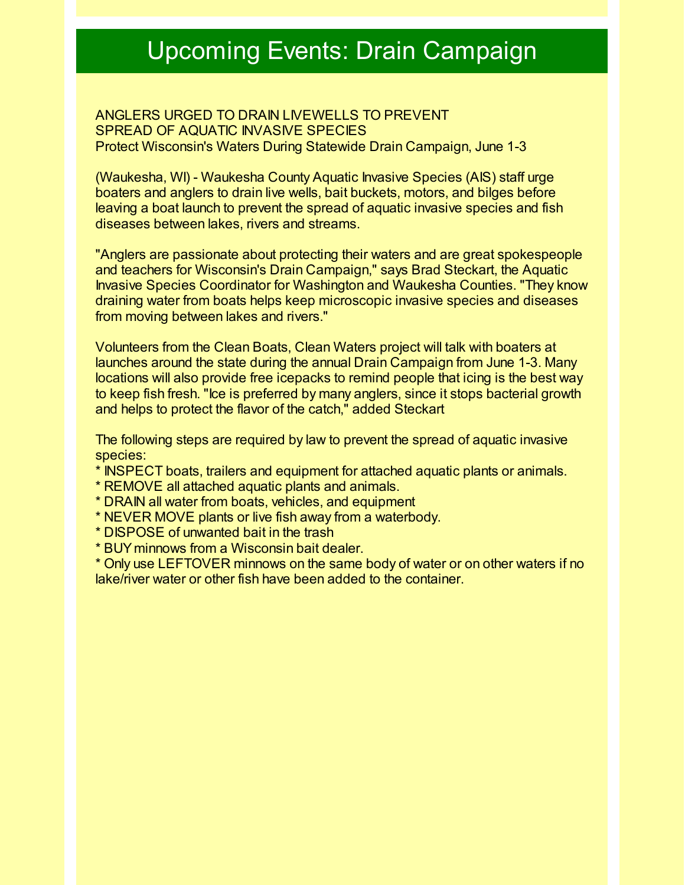# Upcoming Events: Drain Campaign

ANGLERS URGED TO DRAIN LIVEWELLS TO PREVENT
SPREAD OF AQUATIC INVASIVE SPECIES
Protect Wisconsin's Waters During Statewide Drain Campaign, June 1-3

(Waukesha, WI) - Waukesha County Aquatic Invasive Species (AIS) staff urge boaters and anglers to drain live wells, bait buckets, motors, and bilges before leaving a boat launch to prevent the spread of aquatic invasive species and fish diseases between lakes, rivers and streams.

"Anglers are passionate about protecting their waters and are great spokespeople and teachers for Wisconsin's Drain Campaign," says Brad Steckart, the Aquatic Invasive Species Coordinator for Washington and Waukesha Counties. "They know draining water from boats helps keep microscopic invasive species and diseases from moving between lakes and rivers."

Volunteers from the Clean Boats, Clean Waters project will talk with boaters at launches around the state during the annual Drain Campaign from June 1-3. Many locations will also provide free icepacks to remind people that icing is the best way to keep fish fresh. "Ice is preferred by many anglers, since it stops bacterial growth and helps to protect the flavor of the catch," added Steckart

The following steps are required by law to prevent the spread of aquatic invasive species:

* INSPECT boats, trailers and equipment for attached aquatic plants or animals.
* REMOVE all attached aquatic plants and animals.
* DRAIN all water from boats, vehicles, and equipment
* NEVER MOVE plants or live fish away from a waterbody.
* DISPOSE of unwanted bait in the trash
* BUY minnows from a Wisconsin bait dealer.
* Only use LEFTOVER minnows on the same body of water or on other waters if no lake/river water or other fish have been added to the container.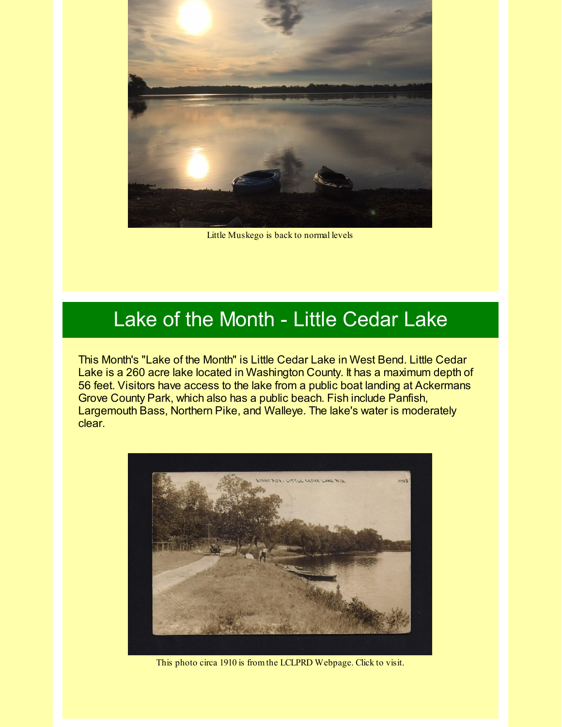Little Muskego is back to normal levels

## Lake of the Month - Little Cedar Lake

This Month's "Lake of the Month" is Little Cedar Lake in West Bend. Little Cedar Lake is a 260 acre lake located in Washington County. It has a maximum depth of 56 feet. Visitors have access to the lake from a public boat landing at Ackermans Grove County Park, which also has a public beach. Fish include Panfish, Largemouth Bass, Northern Pike, and Walleye. The lake's water is moderately clear.

This photo circa 1910 is from the LCLPRD Webpage. Click to visit.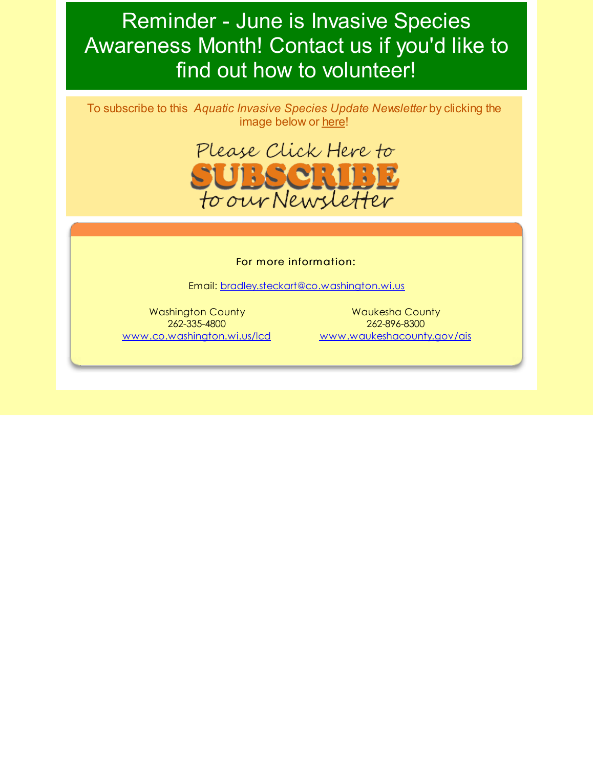## Reminder - June is Invasive Species Awareness Month! Contact us if you'd like to find out how to volunteer!

To subscribe to this *Aquatic Invasive Species Update Newsletter* by clicking the image below or here!

Please Click Here to SUBSCRIBE to our Newsletter

For more information:

Email: bradley.steckart@co.washington.wi.us

Washington County
262-335-4800
www.co.washington.wi.us/lcd

Waukesha County
262-896-8300
www.waukeshacounty.gov/ais